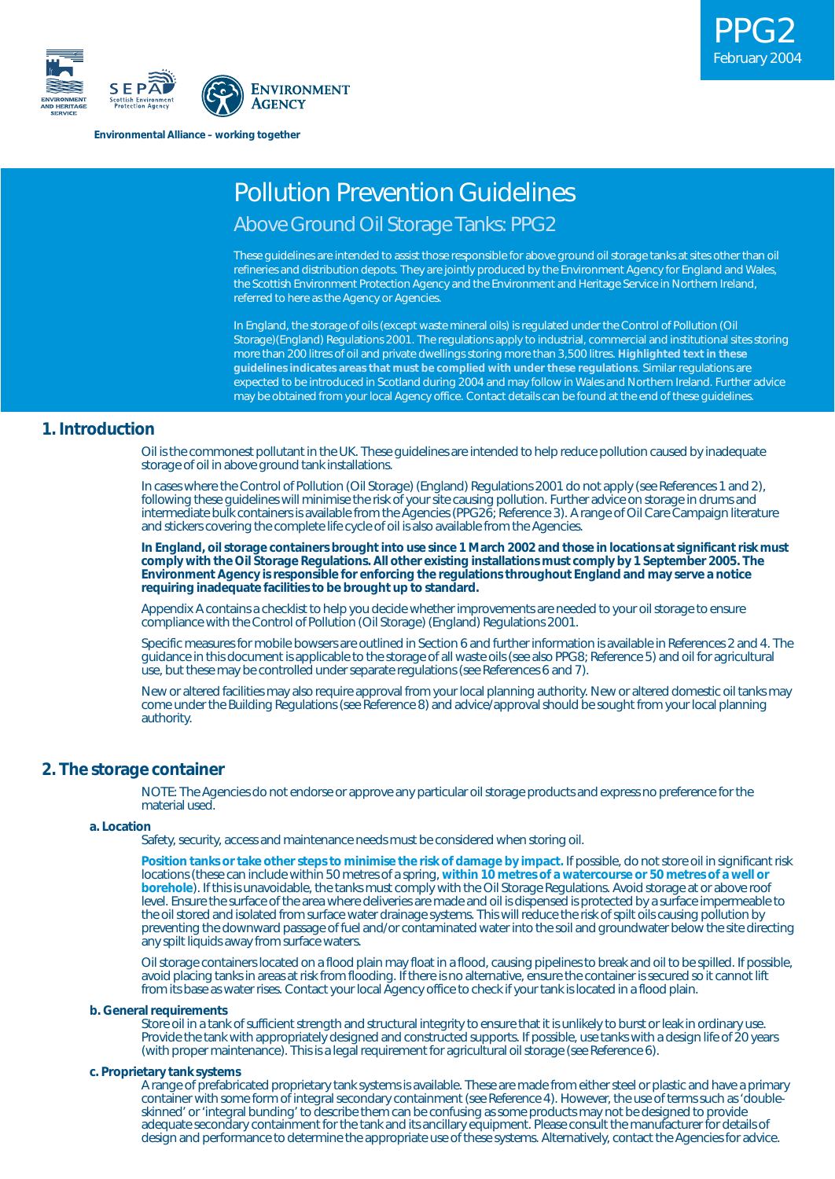PPG2
February 2004

Environmental Alliance – working together

# Pollution Prevention Guidelines

## Above Ground Oil Storage Tanks: PPG2

These guidelines are intended to assist those responsible for above ground oil storage tanks at sites other than oil refineries and distribution depots. They are jointly produced by the Environment Agency for England and Wales, the Scottish Environment Protection Agency and the Environment and Heritage Service in Northern Ireland, referred to here as the Agency or Agencies.

In England, the storage of oils (except waste mineral oils) is regulated under the Control of Pollution (Oil Storage)(England) Regulations 2001. The regulations apply to industrial, commercial and institutional sites storing more than 200 litres of oil and private dwellings storing more than 3,500 litres. **Highlighted text in these guidelines indicates areas that must be complied with under these regulations**. Similar regulations are expected to be introduced in Scotland during 2004 and may follow in Wales and Northern Ireland. Further advice may be obtained from your local Agency office. Contact details can be found at the end of these guidelines.

## 1. Introduction

Oil is the commonest pollutant in the UK. These guidelines are intended to help reduce pollution caused by inadequate storage of oil in above ground tank installations.

In cases where the Control of Pollution (Oil Storage) (England) Regulations 2001 do not apply (see References 1 and 2), following these guidelines will minimise the risk of your site causing pollution. Further advice on storage in drums and intermediate bulk containers is available from the Agencies (PPG26; Reference 3). A range of Oil Care Campaign literature and stickers covering the complete life cycle of oil is also available from the Agencies.

**In England, oil storage containers brought into use since 1 March 2002 and those in locations at significant risk must comply with the Oil Storage Regulations. All other existing installations must comply by 1 September 2005. The Environment Agency is responsible for enforcing the regulations throughout England and may serve a notice requiring inadequate facilities to be brought up to standard.**

Appendix A contains a checklist to help you decide whether improvements are needed to your oil storage to ensure compliance with the Control of Pollution (Oil Storage) (England) Regulations 2001.

Specific measures for mobile bowsers are outlined in Section 6 and further information is available in References 2 and 4. The guidance in this document is applicable to the storage of all waste oils (see also PPG8; Reference 5) and oil for agricultural use, but these may be controlled under separate regulations (see References 6 and 7).

New or altered facilities may also require approval from your local planning authority. New or altered domestic oil tanks may come under the Building Regulations (see Reference 8) and advice/approval should be sought from your local planning authority.

## 2. The storage container

NOTE: The Agencies do not endorse or approve any particular oil storage products and express no preference for the material used.

### a. Location

Safety, security, access and maintenance needs must be considered when storing oil.

**Position tanks or take other steps to minimise the risk of damage by impact.** If possible, do not store oil in significant risk locations (these can include within 50 metres of a spring, **within 10 metres of a watercourse or 50 metres of a well or borehole**). If this is unavoidable, the tanks must comply with the Oil Storage Regulations. Avoid storage at or above roof level. Ensure the surface of the area where deliveries are made and oil is dispensed is protected by a surface impermeable to the oil stored and isolated from surface water drainage systems. This will reduce the risk of spilt oils causing pollution by preventing the downward passage of fuel and/or contaminated water into the soil and groundwater below the site directing any spilt liquids away from surface waters.

Oil storage containers located on a flood plain may float in a flood, causing pipelines to break and oil to be spilled. If possible, avoid placing tanks in areas at risk from flooding. If there is no alternative, ensure the container is secured so it cannot lift from its base as water rises. Contact your local Agency office to check if your tank is located in a flood plain.

### b. General requirements

Store oil in a tank of sufficient strength and structural integrity to ensure that it is unlikely to burst or leak in ordinary use. Provide the tank with appropriately designed and constructed supports. If possible, use tanks with a design life of 20 years (with proper maintenance). This is a legal requirement for agricultural oil storage (see Reference 6).

### c. Proprietary tank systems

A range of prefabricated proprietary tank systems is available. These are made from either steel or plastic and have a primary container with some form of integral secondary containment (see Reference 4). However, the use of terms such as 'double-skinned' or 'integral bunding' to describe them can be confusing as some products may not be designed to provide adequate secondary containment for the tank and its ancillary equipment. Please consult the manufacturer for details of design and performance to determine the appropriate use of these systems. Alternatively, contact the Agencies for advice.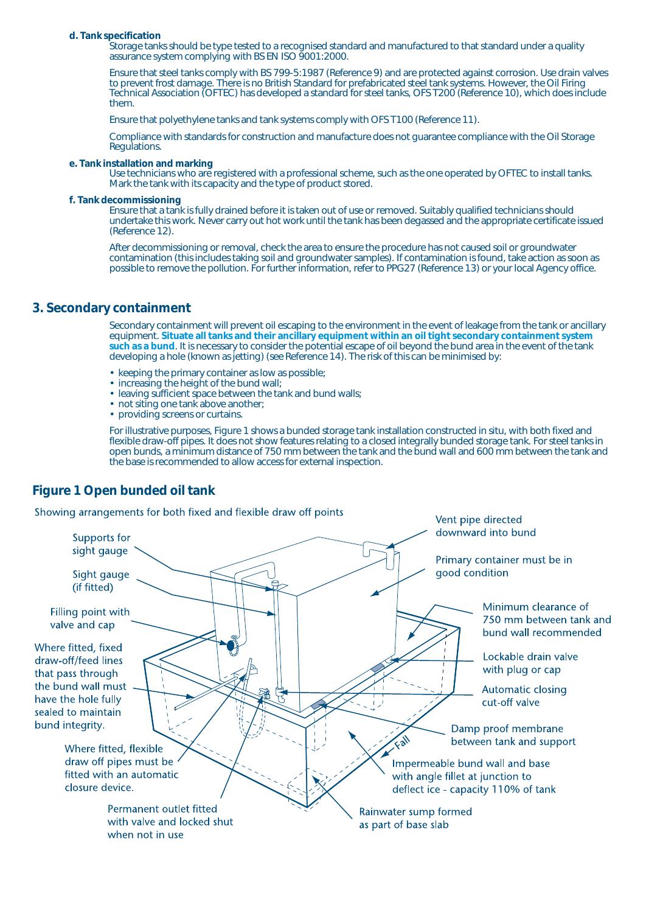**d. Tank specification**

Storage tanks should be type tested to a recognised standard and manufactured to that standard under a quality assurance system complying with BS EN ISO 9001:2000.

Ensure that steel tanks comply with BS 799-5:1987 (Reference 9) and are protected against corrosion. Use drain valves to prevent frost damage. There is no British Standard for prefabricated steel tank systems. However, the Oil Firing Technical Association (OFTEC) has developed a standard for steel tanks, OFS T200 (Reference 10), which does include them.

Ensure that polyethylene tanks and tank systems comply with OFS T100 (Reference 11).

Compliance with standards for construction and manufacture does not guarantee compliance with the Oil Storage Regulations.

**e. Tank installation and marking**

Use technicians who are registered with a professional scheme, such as the one operated by OFTEC to install tanks. Mark the tank with its capacity and the type of product stored.

**f. Tank decommissioning**

Ensure that a tank is fully drained before it is taken out of use or removed. Suitably qualified technicians should undertake this work. Never carry out hot work until the tank has been degassed and the appropriate certificate issued (Reference 12).

After decommissioning or removal, check the area to ensure the procedure has not caused soil or groundwater contamination (this includes taking soil and groundwater samples). If contamination is found, take action as soon as possible to remove the pollution. For further information, refer to PPG27 (Reference 13) or your local Agency office.

## 3. Secondary containment

Secondary containment will prevent oil escaping to the environment in the event of leakage from the tank or ancillary equipment. **Situate all tanks and their ancillary equipment within an oil tight secondary containment system such as a bund**. It is necessary to consider the potential escape of oil beyond the bund area in the event of the tank developing a hole (known as jetting) (see Reference 14). The risk of this can be minimised by:

- keeping the primary container as low as possible;
- increasing the height of the bund wall;
- leaving sufficient space between the tank and bund walls;
- not siting one tank above another;
- providing screens or curtains.

For illustrative purposes, Figure 1 shows a bunded storage tank installation constructed in situ, with both fixed and flexible draw-off pipes. It does not show features relating to a closed integrally bunded storage tank. For steel tanks in open bunds, a minimum distance of 750 mm between the tank and the bund wall and 600 mm between the tank and the base is recommended to allow access for external inspection.

## Figure 1 Open bunded oil tank

Showing arrangements for both fixed and flexible draw off points

- Supports for sight gauge
- Sight gauge (if fitted)
- Filling point with valve and cap
- Where fitted, fixed draw-off/feed lines that pass through the bund wall must have the hole fully sealed to maintain bund integrity.
- Where fitted, flexible draw off pipes must be fitted with an automatic closure device.
- Permanent outlet fitted with valve and locked shut when not in use
- Vent pipe directed downward into bund
- Primary container must be in good condition
- Minimum clearance of 750 mm between tank and bund wall recommended
- Lockable drain valve with plug or cap
- Automatic closing cut-off valve
- Damp proof membrane between tank and support
- Impermeable bund wall and base with angle fillet at junction to deflect ice - capacity 110% of tank
- Rainwater sump formed as part of base slab
- Fall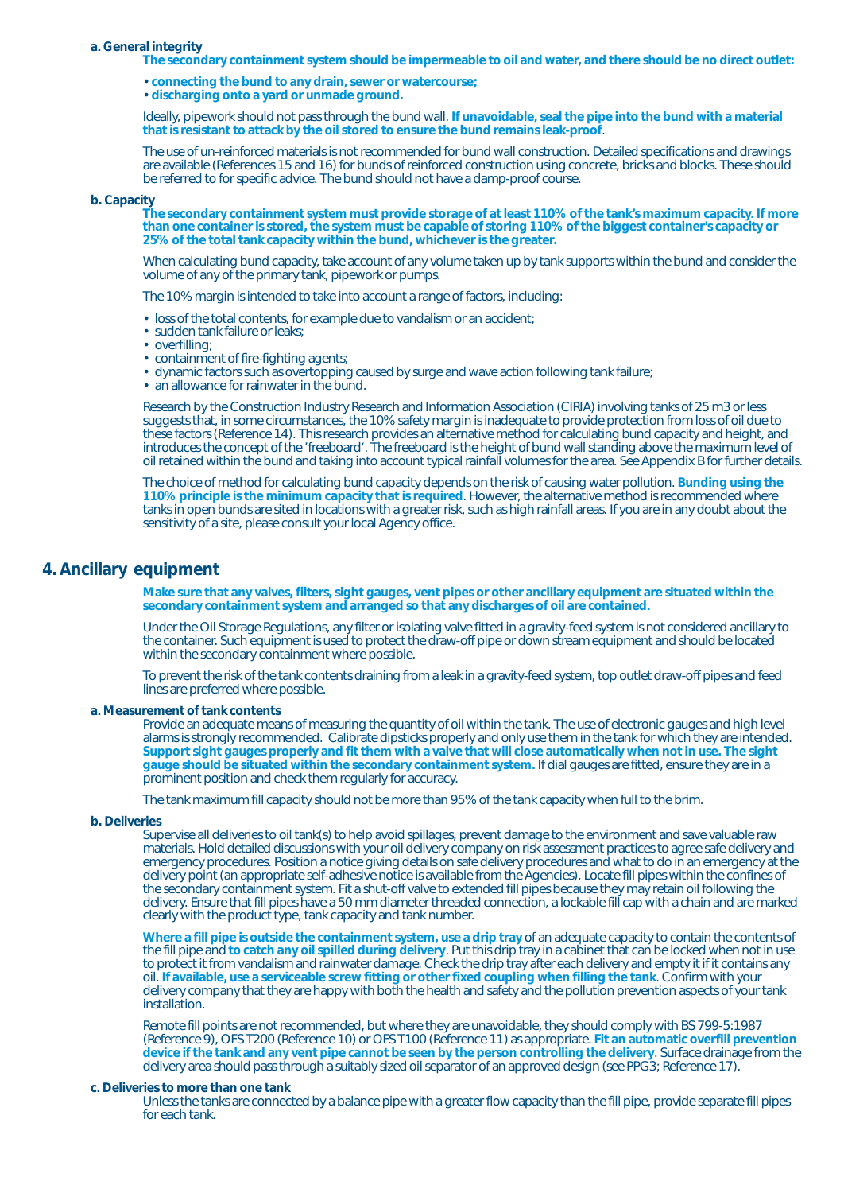### a. General integrity

**The secondary containment system should be impermeable to oil and water, and there should be no direct outlet:**

- **connecting the bund to any drain, sewer or watercourse;**
- **discharging onto a yard or unmade ground.**

Ideally, pipework should not pass through the bund wall. **If unavoidable, seal the pipe into the bund with a material that is resistant to attack by the oil stored to ensure the bund remains leak-proof**.

The use of un-reinforced materials is not recommended for bund wall construction. Detailed specifications and drawings are available (References 15 and 16) for bunds of reinforced construction using concrete, bricks and blocks. These should be referred to for specific advice. The bund should not have a damp-proof course.

### b. Capacity

**The secondary containment system must provide storage of at least 110% of the tank's maximum capacity. If more than one container is stored, the system must be capable of storing 110% of the biggest container's capacity or 25% of the total tank capacity within the bund, whichever is the greater.**

When calculating bund capacity, take account of any volume taken up by tank supports within the bund and consider the volume of any of the primary tank, pipework or pumps.

The 10% margin is intended to take into account a range of factors, including:

- loss of the total contents, for example due to vandalism or an accident;
- sudden tank failure or leaks;
- overfilling;
- containment of fire-fighting agents;
- dynamic factors such as overtopping caused by surge and wave action following tank failure;
- an allowance for rainwater in the bund.

Research by the Construction Industry Research and Information Association (CIRIA) involving tanks of 25 m3 or less suggests that, in some circumstances, the 10% safety margin is inadequate to provide protection from loss of oil due to these factors (Reference 14). This research provides an alternative method for calculating bund capacity and height, and introduces the concept of the 'freeboard'. The freeboard is the height of bund wall standing above the maximum level of oil retained within the bund and taking into account typical rainfall volumes for the area. See Appendix B for further details.

The choice of method for calculating bund capacity depends on the risk of causing water pollution. **Bunding using the 110% principle is the minimum capacity that is required**. However, the alternative method is recommended where tanks in open bunds are sited in locations with a greater risk, such as high rainfall areas. If you are in any doubt about the sensitivity of a site, please consult your local Agency office.

## 4. Ancillary equipment

**Make sure that any valves, filters, sight gauges, vent pipes or other ancillary equipment are situated within the secondary containment system and arranged so that any discharges of oil are contained.**

Under the Oil Storage Regulations, any filter or isolating valve fitted in a gravity-feed system is not considered ancillary to the container. Such equipment is used to protect the draw-off pipe or down stream equipment and should be located within the secondary containment where possible.

To prevent the risk of the tank contents draining from a leak in a gravity-feed system, top outlet draw-off pipes and feed lines are preferred where possible.

### a. Measurement of tank contents

Provide an adequate means of measuring the quantity of oil within the tank. The use of electronic gauges and high level alarms is strongly recommended. Calibrate dipsticks properly and only use them in the tank for which they are intended. **Support sight gauges properly and fit them with a valve that will close automatically when not in use. The sight gauge should be situated within the secondary containment system.** If dial gauges are fitted, ensure they are in a prominent position and check them regularly for accuracy.

The tank maximum fill capacity should not be more than 95% of the tank capacity when full to the brim.

### b. Deliveries

Supervise all deliveries to oil tank(s) to help avoid spillages, prevent damage to the environment and save valuable raw materials. Hold detailed discussions with your oil delivery company on risk assessment practices to agree safe delivery and emergency procedures. Position a notice giving details on safe delivery procedures and what to do in an emergency at the delivery point (an appropriate self-adhesive notice is available from the Agencies). Locate fill pipes within the confines of the secondary containment system. Fit a shut-off valve to extended fill pipes because they may retain oil following the delivery. Ensure that fill pipes have a 50 mm diameter threaded connection, a lockable fill cap with a chain and are marked clearly with the product type, tank capacity and tank number.

**Where a fill pipe is outside the containment system, use a drip tray** of an adequate capacity to contain the contents of the fill pipe and **to catch any oil spilled during delivery**. Put this drip tray in a cabinet that can be locked when not in use to protect it from vandalism and rainwater damage. Check the drip tray after each delivery and empty it if it contains any oil. **If available, use a serviceable screw fitting or other fixed coupling when filling the tank**. Confirm with your delivery company that they are happy with both the health and safety and the pollution prevention aspects of your tank installation.

Remote fill points are not recommended, but where they are unavoidable, they should comply with BS 799-5:1987 (Reference 9), OFS T200 (Reference 10) or OFS T100 (Reference 11) as appropriate. **Fit an automatic overfill prevention device if the tank and any vent pipe cannot be seen by the person controlling the delivery**. Surface drainage from the delivery area should pass through a suitably sized oil separator of an approved design (see PPG3; Reference 17).

### c. Deliveries to more than one tank

Unless the tanks are connected by a balance pipe with a greater flow capacity than the fill pipe, provide separate fill pipes for each tank.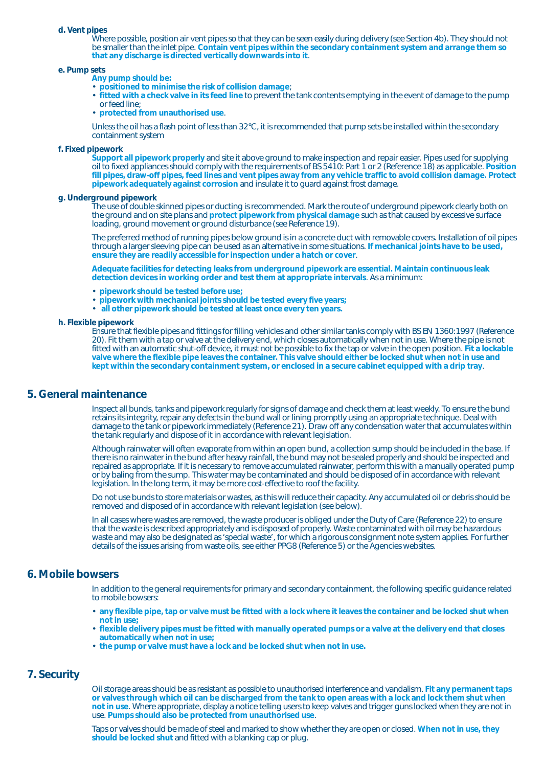**d. Vent pipes**

Where possible, position air vent pipes so that they can be seen easily during delivery (see Section 4b). They should not be smaller than the inlet pipe. **Contain vent pipes within the secondary containment system and arrange them so that any discharge is directed vertically downwards into it**.

**e. Pump sets**

**Any pump should be:**

- **positioned to minimise the risk of collision damage**;
- **fitted with a check valve in its feed line** to prevent the tank contents emptying in the event of damage to the pump or feed line;
- **protected from unauthorised use**.

Unless the oil has a flash point of less than 32°C, it is recommended that pump sets be installed within the secondary containment system

**f. Fixed pipework**

**Support all pipework properly** and site it above ground to make inspection and repair easier. Pipes used for supplying oil to fixed appliances should comply with the requirements of BS 5410: Part 1 or 2 (Reference 18) as applicable. **Position fill pipes, draw-off pipes, feed lines and vent pipes away from any vehicle traffic to avoid collision damage. Protect pipework adequately against corrosion** and insulate it to guard against frost damage.

**g. Underground pipework**

The use of double skinned pipes or ducting is recommended. Mark the route of underground pipework clearly both on the ground and on site plans and **protect pipework from physical damage** such as that caused by excessive surface loading, ground movement or ground disturbance (see Reference 19).

The preferred method of running pipes below ground is in a concrete duct with removable covers. Installation of oil pipes through a larger sleeving pipe can be used as an alternative in some situations. **If mechanical joints have to be used, ensure they are readily accessible for inspection under a hatch or cover**.

**Adequate facilities for detecting leaks from underground pipework are essential. Maintain continuous leak detection devices in working order and test them at appropriate intervals**. As a minimum:

- **pipework should be tested before use;**
- **pipework with mechanical joints should be tested every five years;**
- **all other pipework should be tested at least once every ten years.**

**h. Flexible pipework**

Ensure that flexible pipes and fittings for filling vehicles and other similar tanks comply with BS EN 1360:1997 (Reference 20). Fit them with a tap or valve at the delivery end, which closes automatically when not in use. Where the pipe is not fitted with an automatic shut-off device, it must not be possible to fix the tap or valve in the open position. **Fit a lockable valve where the flexible pipe leaves the container. This valve should either be locked shut when not in use and kept within the secondary containment system, or enclosed in a secure cabinet equipped with a drip tray**.

## 5. General maintenance

Inspect all bunds, tanks and pipework regularly for signs of damage and check them at least weekly. To ensure the bund retains its integrity, repair any defects in the bund wall or lining promptly using an appropriate technique. Deal with damage to the tank or pipework immediately (Reference 21). Draw off any condensation water that accumulates within the tank regularly and dispose of it in accordance with relevant legislation.

Although rainwater will often evaporate from within an open bund, a collection sump should be included in the base. If there is no rainwater in the bund after heavy rainfall, the bund may not be sealed properly and should be inspected and repaired as appropriate. If it is necessary to remove accumulated rainwater, perform this with a manually operated pump or by baling from the sump. This water may be contaminated and should be disposed of in accordance with relevant legislation. In the long term, it may be more cost-effective to roof the facility.

Do not use bunds to store materials or wastes, as this will reduce their capacity. Any accumulated oil or debris should be removed and disposed of in accordance with relevant legislation (see below).

In all cases where wastes are removed, the waste producer is obliged under the Duty of Care (Reference 22) to ensure that the waste is described appropriately and is disposed of properly. Waste contaminated with oil may be hazardous waste and may also be designated as 'special waste', for which a rigorous consignment note system applies. For further details of the issues arising from waste oils, see either PPG8 (Reference 5) or the Agencies websites.

## 6. Mobile bowsers

In addition to the general requirements for primary and secondary containment, the following specific guidance related to mobile bowsers:

- **any flexible pipe, tap or valve must be fitted with a lock where it leaves the container and be locked shut when not in use;**
- **flexible delivery pipes must be fitted with manually operated pumps or a valve at the delivery end that closes automatically when not in use;**
- **the pump or valve must have a lock and be locked shut when not in use.**

## 7. Security

Oil storage areas should be as resistant as possible to unauthorised interference and vandalism. **Fit any permanent taps or valves through which oil can be discharged from the tank to open areas with a lock and lock them shut when not in use**. Where appropriate, display a notice telling users to keep valves and trigger guns locked when they are not in use. **Pumps should also be protected from unauthorised use**.

Taps or valves should be made of steel and marked to show whether they are open or closed. **When not in use, they should be locked shut** and fitted with a blanking cap or plug.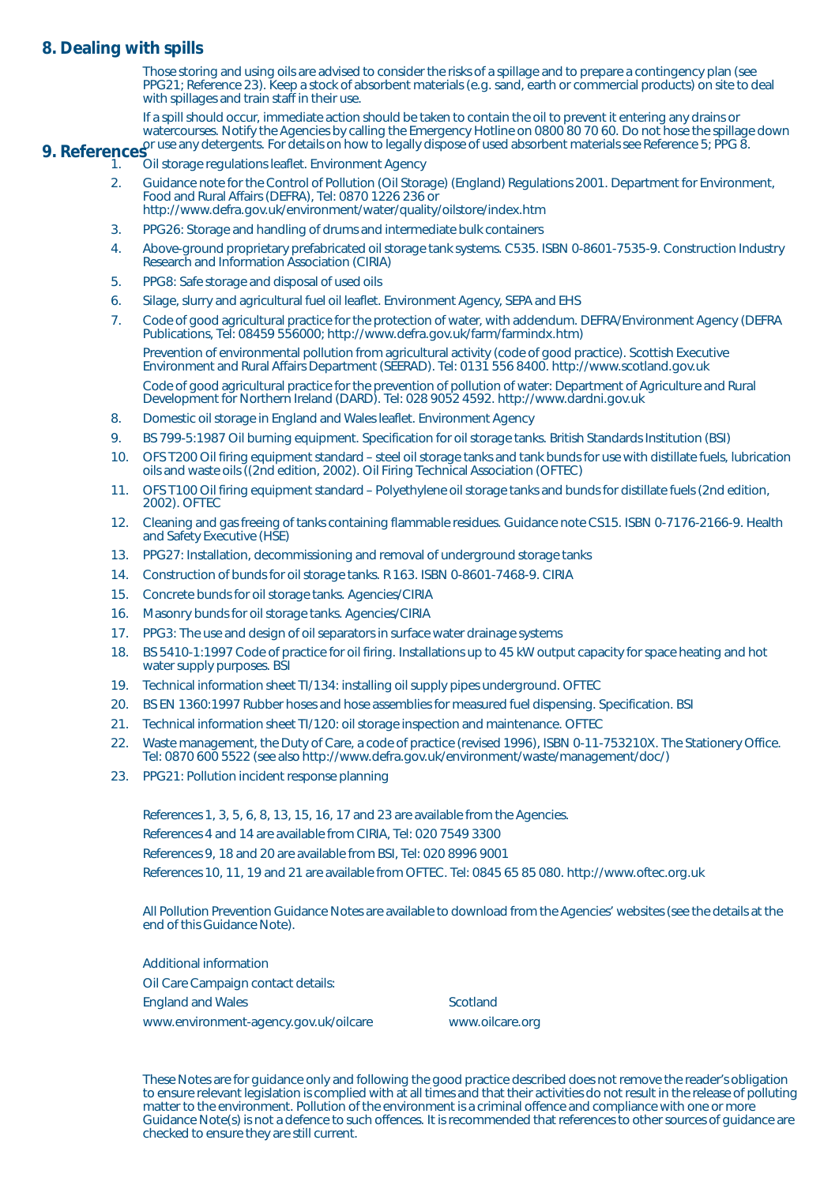## 8. Dealing with spills

Those storing and using oils are advised to consider the risks of a spillage and to prepare a contingency plan (see PPG21; Reference 23). Keep a stock of absorbent materials (e.g. sand, earth or commercial products) on site to deal with spillages and train staff in their use.

If a spill should occur, immediate action should be taken to contain the oil to prevent it entering any drains or watercourses. Notify the Agencies by calling the Emergency Hotline on 0800 80 70 60. Do not hose the spillage down or use any detergents. For details on how to legally dispose of used absorbent materials see Reference 5; PPG 8.

## 9. References

1. Oil storage regulations leaflet. Environment Agency
2. Guidance note for the Control of Pollution (Oil Storage) (England) Regulations 2001. Department for Environment, Food and Rural Affairs (DEFRA), Tel: 0870 1226 236 or http://www.defra.gov.uk/environment/water/quality/oilstore/index.htm
3. PPG26: Storage and handling of drums and intermediate bulk containers
4. Above-ground proprietary prefabricated oil storage tank systems. C535. ISBN 0-8601-7535-9. Construction Industry Research and Information Association (CIRIA)
5. PPG8: Safe storage and disposal of used oils
6. Silage, slurry and agricultural fuel oil leaflet. Environment Agency, SEPA and EHS
7. Code of good agricultural practice for the protection of water, with addendum. DEFRA/Environment Agency (DEFRA Publications, Tel: 08459 556000; http://www.defra.gov.uk/farm/farmindx.htm)

   Prevention of environmental pollution from agricultural activity (code of good practice). Scottish Executive Environment and Rural Affairs Department (SEERAD). Tel: 0131 556 8400. http://www.scotland.gov.uk

   Code of good agricultural practice for the prevention of pollution of water: Department of Agriculture and Rural Development for Northern Ireland (DARD). Tel: 028 9052 4592. http://www.dardni.gov.uk
8. Domestic oil storage in England and Wales leaflet. Environment Agency
9. BS 799-5:1987 Oil burning equipment. Specification for oil storage tanks. British Standards Institution (BSI)
10. OFS T200 Oil firing equipment standard – steel oil storage tanks and tank bunds for use with distillate fuels, lubrication oils and waste oils ((2nd edition, 2002). Oil Firing Technical Association (OFTEC)
11. OFS T100 Oil firing equipment standard – Polyethylene oil storage tanks and bunds for distillate fuels (2nd edition, 2002). OFTEC
12. Cleaning and gas freeing of tanks containing flammable residues. Guidance note CS15. ISBN 0-7176-2166-9. Health and Safety Executive (HSE)
13. PPG27: Installation, decommissioning and removal of underground storage tanks
14. Construction of bunds for oil storage tanks. R163. ISBN 0-8601-7468-9. CIRIA
15. Concrete bunds for oil storage tanks. Agencies/CIRIA
16. Masonry bunds for oil storage tanks. Agencies/CIRIA
17. PPG3: The use and design of oil separators in surface water drainage systems
18. BS 5410-1:1997 Code of practice for oil firing. Installations up to 45 kW output capacity for space heating and hot water supply purposes. BSI
19. Technical information sheet TI/134: installing oil supply pipes underground. OFTEC
20. BS EN 1360:1997 Rubber hoses and hose assemblies for measured fuel dispensing. Specification. BSI
21. Technical information sheet TI/120: oil storage inspection and maintenance. OFTEC
22. Waste management, the Duty of Care, a code of practice (revised 1996), ISBN 0-11-753210X. The Stationery Office. Tel: 0870 600 5522 (see also http://www.defra.gov.uk/environment/waste/management/doc/)
23. PPG21: Pollution incident response planning

References 1, 3, 5, 6, 8, 13, 15, 16, 17 and 23 are available from the Agencies.

References 4 and 14 are available from CIRIA, Tel: 020 7549 3300

References 9, 18 and 20 are available from BSI, Tel: 020 8996 9001

References 10, 11, 19 and 21 are available from OFTEC. Tel: 0845 65 85 080. http://www.oftec.org.uk

All Pollution Prevention Guidance Notes are available to download from the Agencies' websites (see the details at the end of this Guidance Note).

Additional information

Oil Care Campaign contact details:

| England and Wales | Scotland |
|---|---|
| www.environment-agency.gov.uk/oilcare | www.oilcare.org |

These Notes are for guidance only and following the good practice described does not remove the reader's obligation to ensure relevant legislation is complied with at all times and that their activities do not result in the release of polluting matter to the environment. Pollution of the environment is a criminal offence and compliance with one or more Guidance Note(s) is not a defence to such offences. It is recommended that references to other sources of guidance are checked to ensure they are still current.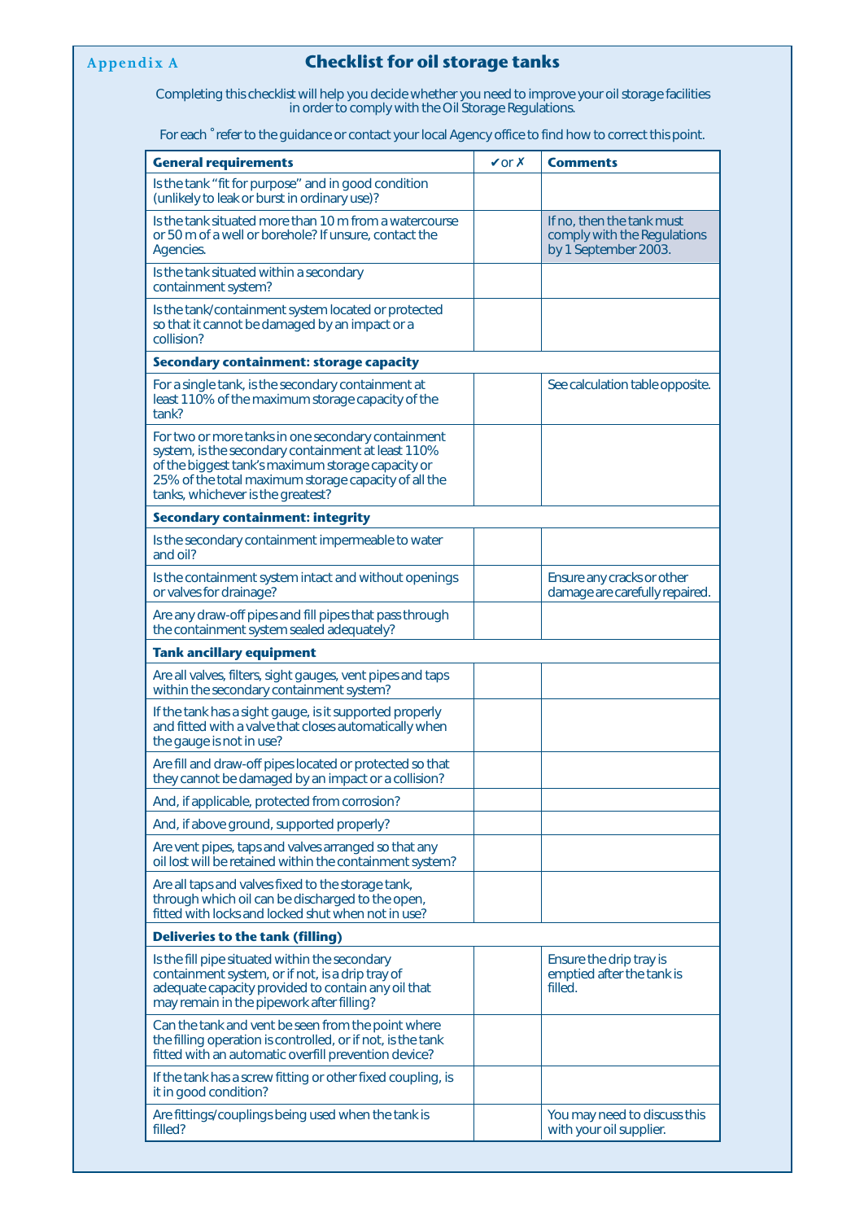Appendix A

# Checklist for oil storage tanks

Completing this checklist will help you decide whether you need to improve your oil storage facilities in order to comply with the Oil Storage Regulations.

For each ˚ refer to the guidance or contact your local Agency office to find how to correct this point.

| General requirements | ✔or ✗ | Comments |
|---|---|---|
| Is the tank "fit for purpose" and in good condition (unlikely to leak or burst in ordinary use)? | | |
| Is the tank situated more than 10 m from a watercourse or 50 m of a well or borehole? If unsure, contact the Agencies. | | If no, then the tank must comply with the Regulations by 1 September 2003. |
| Is the tank situated within a secondary containment system? | | |
| Is the tank/containment system located or protected so that it cannot be damaged by an impact or a collision? | | |
| **Secondary containment: storage capacity** | | |
| For a single tank, is the secondary containment at least 110% of the maximum storage capacity of the tank? | | See calculation table opposite. |
| For two or more tanks in one secondary containment system, is the secondary containment at least 110% of the biggest tank's maximum storage capacity or 25% of the total maximum storage capacity of all the tanks, whichever is the greatest? | | |
| **Secondary containment: integrity** | | |
| Is the secondary containment impermeable to water and oil? | | |
| Is the containment system intact and without openings or valves for drainage? | | Ensure any cracks or other damage are carefully repaired. |
| Are any draw-off pipes and fill pipes that pass through the containment system sealed adequately? | | |
| **Tank ancillary equipment** | | |
| Are all valves, filters, sight gauges, vent pipes and taps within the secondary containment system? | | |
| If the tank has a sight gauge, is it supported properly and fitted with a valve that closes automatically when the gauge is not in use? | | |
| Are fill and draw-off pipes located or protected so that they cannot be damaged by an impact or a collision? | | |
| And, if applicable, protected from corrosion? | | |
| And, if above ground, supported properly? | | |
| Are vent pipes, taps and valves arranged so that any oil lost will be retained within the containment system? | | |
| Are all taps and valves fixed to the storage tank, through which oil can be discharged to the open, fitted with locks and locked shut when not in use? | | |
| **Deliveries to the tank (filling)** | | |
| Is the fill pipe situated within the secondary containment system, or if not, is a drip tray of adequate capacity provided to contain any oil that may remain in the pipework after filling? | | Ensure the drip tray is emptied after the tank is filled. |
| Can the tank and vent be seen from the point where the filling operation is controlled, or if not, is the tank fitted with an automatic overfill prevention device? | | |
| If the tank has a screw fitting or other fixed coupling, is it in good condition? | | |
| Are fittings/couplings being used when the tank is filled? | | You may need to discuss this with your oil supplier. |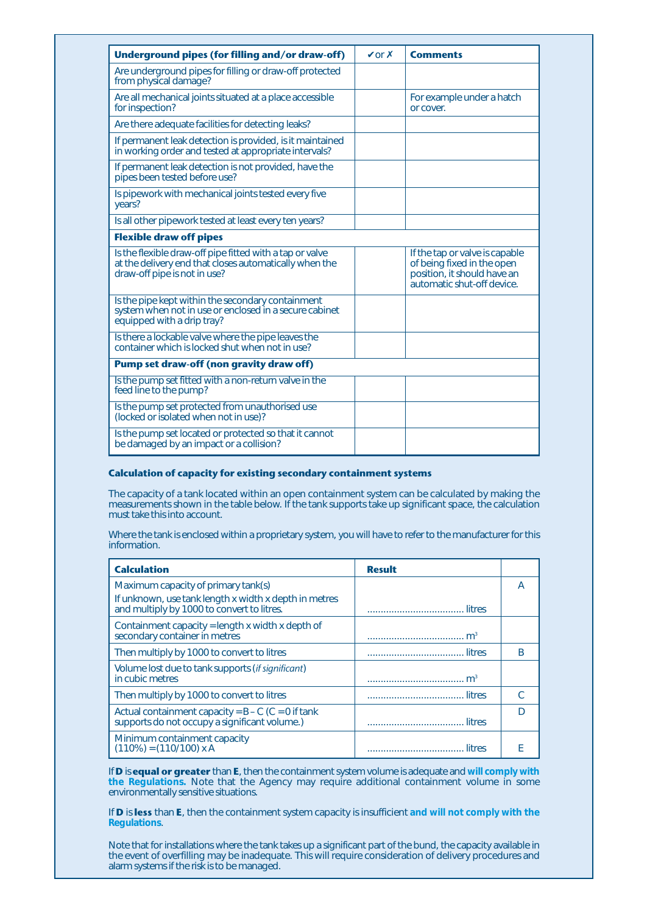| **Underground pipes (for filling and/or draw-off)** | ✔or ✗ | **Comments** |
|---|---|---|
| Are underground pipes for filling or draw-off protected from physical damage? | | |
| Are all mechanical joints situated at a place accessible for inspection? | | For example under a hatch or cover. |
| Are there adequate facilities for detecting leaks? | | |
| If permanent leak detection is provided, is it maintained in working order and tested at appropriate intervals? | | |
| If permanent leak detection is not provided, have the pipes been tested before use? | | |
| Is pipework with mechanical joints tested every five years? | | |
| Is all other pipework tested at least every ten years? | | |
| **Flexible draw off pipes** | | |
| Is the flexible draw-off pipe fitted with a tap or valve at the delivery end that closes automatically when the draw-off pipe is not in use? | | If the tap or valve is capable of being fixed in the open position, it should have an automatic shut-off device. |
| Is the pipe kept within the secondary containment system when not in use or enclosed in a secure cabinet equipped with a drip tray? | | |
| Is there a lockable valve where the pipe leaves the container which is locked shut when not in use? | | |
| **Pump set draw-off (non gravity draw off)** | | |
| Is the pump set fitted with a non-return valve in the feed line to the pump? | | |
| Is the pump set protected from unauthorised use (locked or isolated when not in use)? | | |
| Is the pump set located or protected so that it cannot be damaged by an impact or a collision? | | |

### Calculation of capacity for existing secondary containment systems

The capacity of a tank located within an open containment system can be calculated by making the measurements shown in the table below. If the tank supports take up significant space, the calculation must take this into account.

Where the tank is enclosed within a proprietary system, you will have to refer to the manufacturer for this information.

| **Calculation** | **Result** | |
|---|---|---|
| Maximum capacity of primary tank(s)<br>If unknown, use tank length x width x depth in metres and multiply by 1000 to convert to litres. | .................................... litres | A |
| Containment capacity = length x width x depth of secondary container in metres | .................................... $m^3$ | |
| Then multiply by 1000 to convert to litres | .................................... litres | B |
| Volume lost due to tank supports (*if significant*) in cubic metres | .................................... $m^3$ | |
| Then multiply by 1000 to convert to litres | .................................... litres | C |
| Actual containment capacity = B – C (C = 0 if tank supports do not occupy a significant volume.) | .................................... litres | D |
| Minimum containment capacity (110%) = (110/100) x A | .................................... litres | E |

If **D** is **equal or greater** than **E**, then the containment system volume is adequate and **will comply with the Regulations.** Note that the Agency may require additional containment volume in some environmentally sensitive situations.

If **D** is **less** than **E**, then the containment system capacity is insufficient **and will not comply with the Regulations**.

Note that for installations where the tank takes up a significant part of the bund, the capacity available in the event of overfilling may be inadequate. This will require consideration of delivery procedures and alarm systems if the risk is to be managed.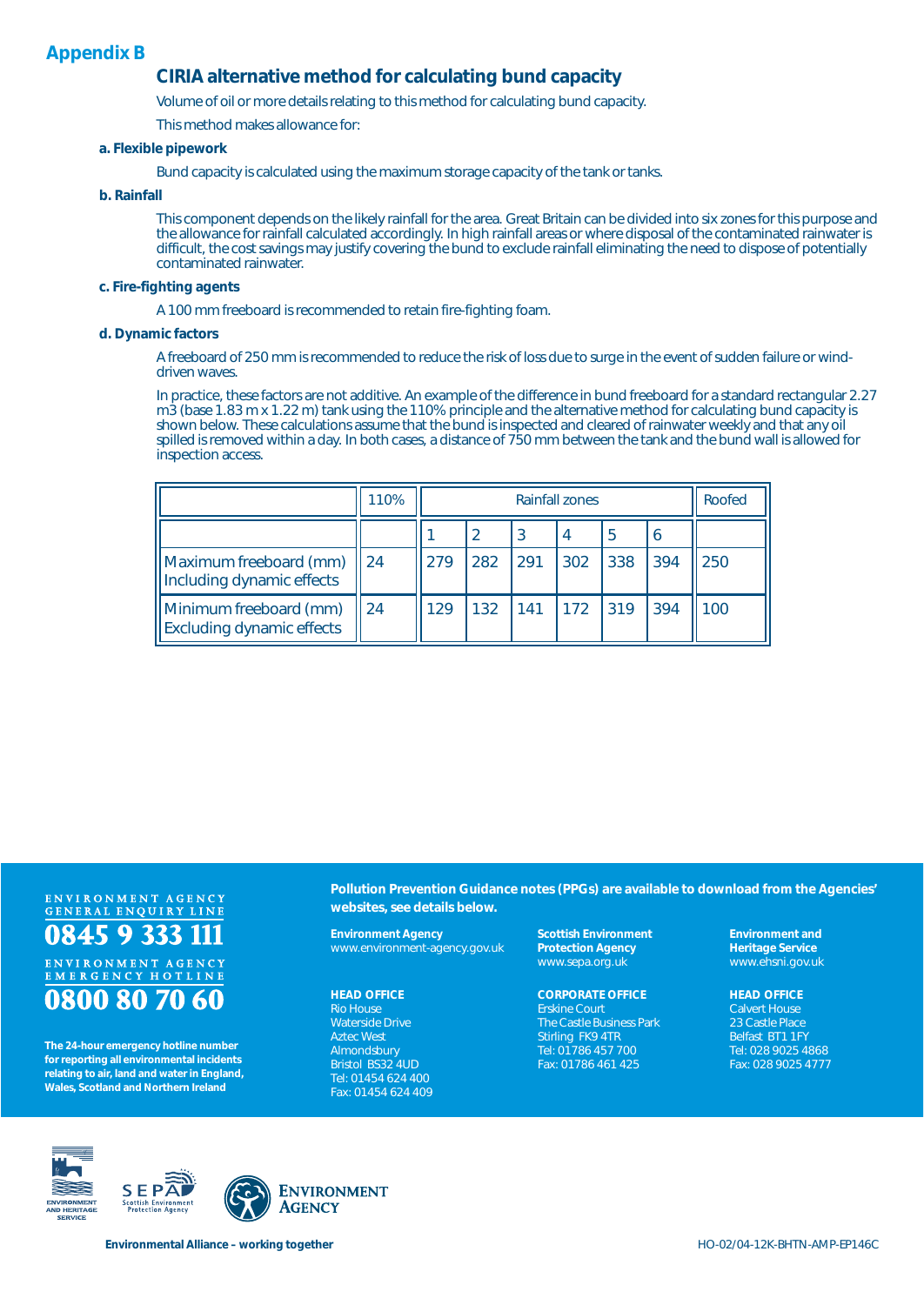## Appendix B

### CIRIA alternative method for calculating bund capacity

Volume of oil or more details relating to this method for calculating bund capacity.

This method makes allowance for:

**a. Flexible pipework**

Bund capacity is calculated using the maximum storage capacity of the tank or tanks.

**b. Rainfall**

This component depends on the likely rainfall for the area. Great Britain can be divided into six zones for this purpose and the allowance for rainfall calculated accordingly. In high rainfall areas or where disposal of the contaminated rainwater is difficult, the cost savings may justify covering the bund to exclude rainfall eliminating the need to dispose of potentially contaminated rainwater.

**c. Fire-fighting agents**

A 100 mm freeboard is recommended to retain fire-fighting foam.

**d. Dynamic factors**

A freeboard of 250 mm is recommended to reduce the risk of loss due to surge in the event of sudden failure or wind-driven waves.

In practice, these factors are not additive. An example of the difference in bund freeboard for a standard rectangular 2.27 m3 (base 1.83 m x 1.22 m) tank using the 110% principle and the alternative method for calculating bund capacity is shown below. These calculations assume that the bund is inspected and cleared of rainwater weekly and that any oil spilled is removed within a day. In both cases, a distance of 750 mm between the tank and the bund wall is allowed for inspection access.

| | 110% | Rainfall zones | | | | | | Roofed |
|---|---|---|---|---|---|---|---|---|
| | | 1 | 2 | 3 | 4 | 5 | 6 | |
| Maximum freeboard (mm) Including dynamic effects | 24 | 279 | 282 | 291 | 302 | 338 | 394 | 250 |
| Minimum freeboard (mm) Excluding dynamic effects | 24 | 129 | 132 | 141 | 172 | 319 | 394 | 100 |

ENVIRONMENT AGENCY GENERAL ENQUIRY LINE
**0845 9 333 111**

ENVIRONMENT AGENCY EMERGENCY HOTLINE
**0800 80 70 60**

**The 24-hour emergency hotline number for reporting all environmental incidents relating to air, land and water in England, Wales, Scotland and Northern Ireland**

**Pollution Prevention Guidance notes (PPGs) are available to download from the Agencies' websites, see details below.**

**Environment Agency**
www.environment-agency.gov.uk

**HEAD OFFICE**
Rio House
Waterside Drive
Aztec West
Almondsbury
Bristol BS32 4UD
Tel: 01454 624 400
Fax: 01454 624 409

**Scottish Environment Protection Agency**
www.sepa.org.uk

**CORPORATE OFFICE**
Erskine Court
The Castle Business Park
Stirling FK9 4TR
Tel: 01786 457 700
Fax: 01786 461 425

**Environment and Heritage Service**
www.ehsni.gov.uk

**HEAD OFFICE**
Calvert House
23 Castle Place
Belfast BT1 1FY
Tel: 028 9025 4868
Fax: 028 9025 4777

**Environmental Alliance – working together**

HO-02/04-12K-BHTN-AMP-EP146C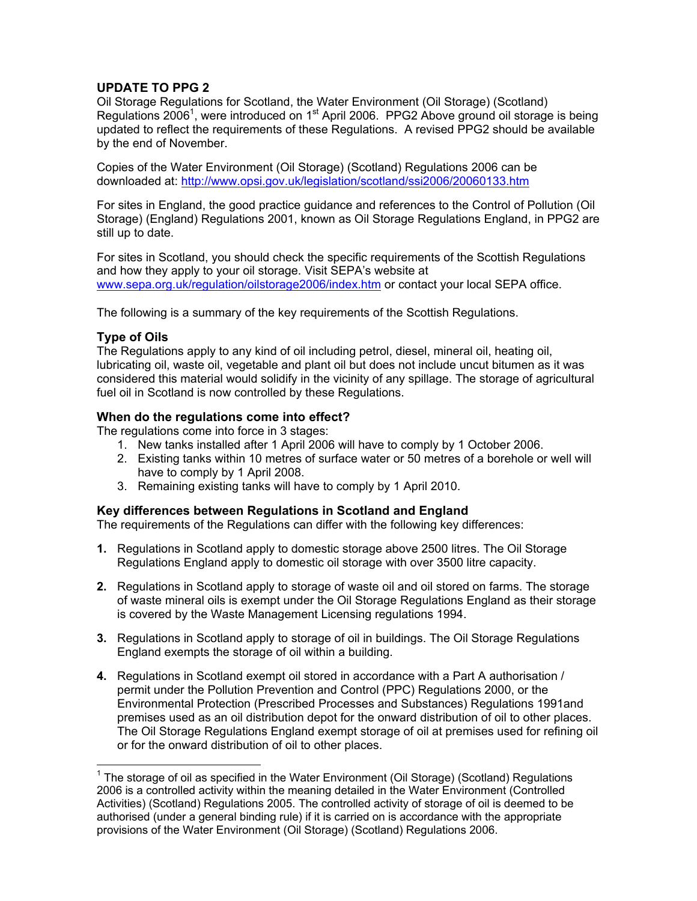## UPDATE TO PPG 2

Oil Storage Regulations for Scotland, the Water Environment (Oil Storage) (Scotland) Regulations 2006[1], were introduced on 1st April 2006. PPG2 Above ground oil storage is being updated to reflect the requirements of these Regulations. A revised PPG2 should be available by the end of November.

Copies of the Water Environment (Oil Storage) (Scotland) Regulations 2006 can be downloaded at: http://www.opsi.gov.uk/legislation/scotland/ssi2006/20060133.htm

For sites in England, the good practice guidance and references to the Control of Pollution (Oil Storage) (England) Regulations 2001, known as Oil Storage Regulations England, in PPG2 are still up to date.

For sites in Scotland, you should check the specific requirements of the Scottish Regulations and how they apply to your oil storage. Visit SEPA's website at www.sepa.org.uk/regulation/oilstorage2006/index.htm or contact your local SEPA office.

The following is a summary of the key requirements of the Scottish Regulations.

### Type of Oils

The Regulations apply to any kind of oil including petrol, diesel, mineral oil, heating oil, lubricating oil, waste oil, vegetable and plant oil but does not include uncut bitumen as it was considered this material would solidify in the vicinity of any spillage. The storage of agricultural fuel oil in Scotland is now controlled by these Regulations.

### When do the regulations come into effect?

The regulations come into force in 3 stages:

1. New tanks installed after 1 April 2006 will have to comply by 1 October 2006.
2. Existing tanks within 10 metres of surface water or 50 metres of a borehole or well will have to comply by 1 April 2008.
3. Remaining existing tanks will have to comply by 1 April 2010.

### Key differences between Regulations in Scotland and England

The requirements of the Regulations can differ with the following key differences:

**1.** Regulations in Scotland apply to domestic storage above 2500 litres. The Oil Storage Regulations England apply to domestic oil storage with over 3500 litre capacity.

**2.** Regulations in Scotland apply to storage of waste oil and oil stored on farms. The storage of waste mineral oils is exempt under the Oil Storage Regulations England as their storage is covered by the Waste Management Licensing regulations 1994.

**3.** Regulations in Scotland apply to storage of oil in buildings. The Oil Storage Regulations England exempts the storage of oil within a building.

**4.** Regulations in Scotland exempt oil stored in accordance with a Part A authorisation / permit under the Pollution Prevention and Control (PPC) Regulations 2000, or the Environmental Protection (Prescribed Processes and Substances) Regulations 1991and premises used as an oil distribution depot for the onward distribution of oil to other places. The Oil Storage Regulations England exempt storage of oil at premises used for refining oil or for the onward distribution of oil to other places.

---

[1] The storage of oil as specified in the Water Environment (Oil Storage) (Scotland) Regulations 2006 is a controlled activity within the meaning detailed in the Water Environment (Controlled Activities) (Scotland) Regulations 2005. The controlled activity of storage of oil is deemed to be authorised (under a general binding rule) if it is carried on is accordance with the appropriate provisions of the Water Environment (Oil Storage) (Scotland) Regulations 2006.